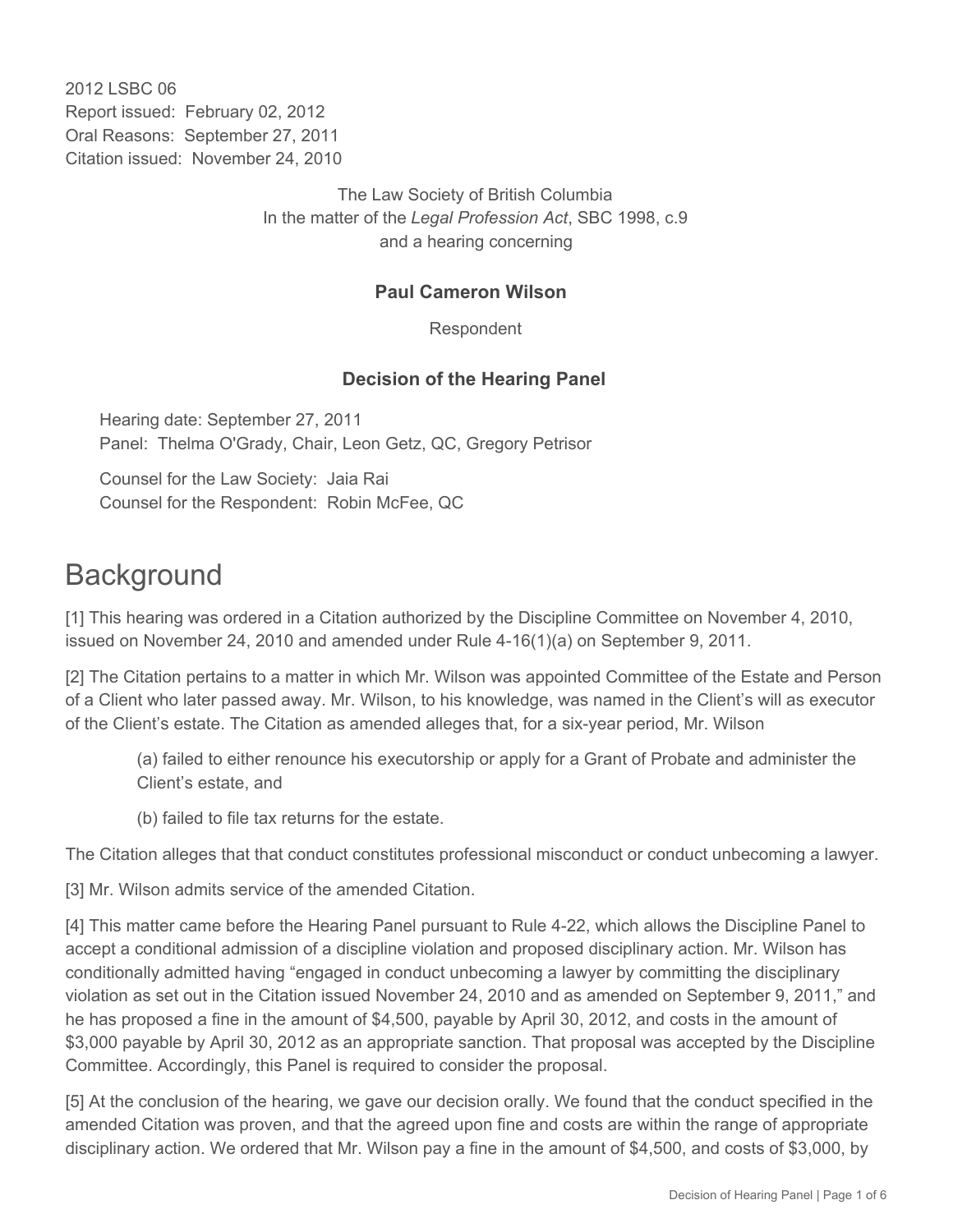2012 LSBC 06
Report issued: February 02, 2012
Oral Reasons: September 27, 2011
Citation issued: November 24, 2010

The Law Society of British Columbia
In the matter of the *Legal Profession Act*, SBC 1998, c.9
and a hearing concerning

**Paul Cameron Wilson**

Respondent

**Decision of the Hearing Panel**

Hearing date: September 27, 2011
Panel: Thelma O'Grady, Chair, Leon Getz, QC, Gregory Petrisor

Counsel for the Law Society: Jaia Rai
Counsel for the Respondent: Robin McFee, QC

# Background

[1] This hearing was ordered in a Citation authorized by the Discipline Committee on November 4, 2010, issued on November 24, 2010 and amended under Rule 4-16(1)(a) on September 9, 2011.

[2] The Citation pertains to a matter in which Mr. Wilson was appointed Committee of the Estate and Person of a Client who later passed away. Mr. Wilson, to his knowledge, was named in the Client's will as executor of the Client's estate. The Citation as amended alleges that, for a six-year period, Mr. Wilson

> (a) failed to either renounce his executorship or apply for a Grant of Probate and administer the Client's estate, and
>
> (b) failed to file tax returns for the estate.

The Citation alleges that that conduct constitutes professional misconduct or conduct unbecoming a lawyer.

[3] Mr. Wilson admits service of the amended Citation.

[4] This matter came before the Hearing Panel pursuant to Rule 4-22, which allows the Discipline Panel to accept a conditional admission of a discipline violation and proposed disciplinary action. Mr. Wilson has conditionally admitted having "engaged in conduct unbecoming a lawyer by committing the disciplinary violation as set out in the Citation issued November 24, 2010 and as amended on September 9, 2011," and he has proposed a fine in the amount of $4,500, payable by April 30, 2012, and costs in the amount of $3,000 payable by April 30, 2012 as an appropriate sanction. That proposal was accepted by the Discipline Committee. Accordingly, this Panel is required to consider the proposal.

[5] At the conclusion of the hearing, we gave our decision orally. We found that the conduct specified in the amended Citation was proven, and that the agreed upon fine and costs are within the range of appropriate disciplinary action. We ordered that Mr. Wilson pay a fine in the amount of $4,500, and costs of $3,000, by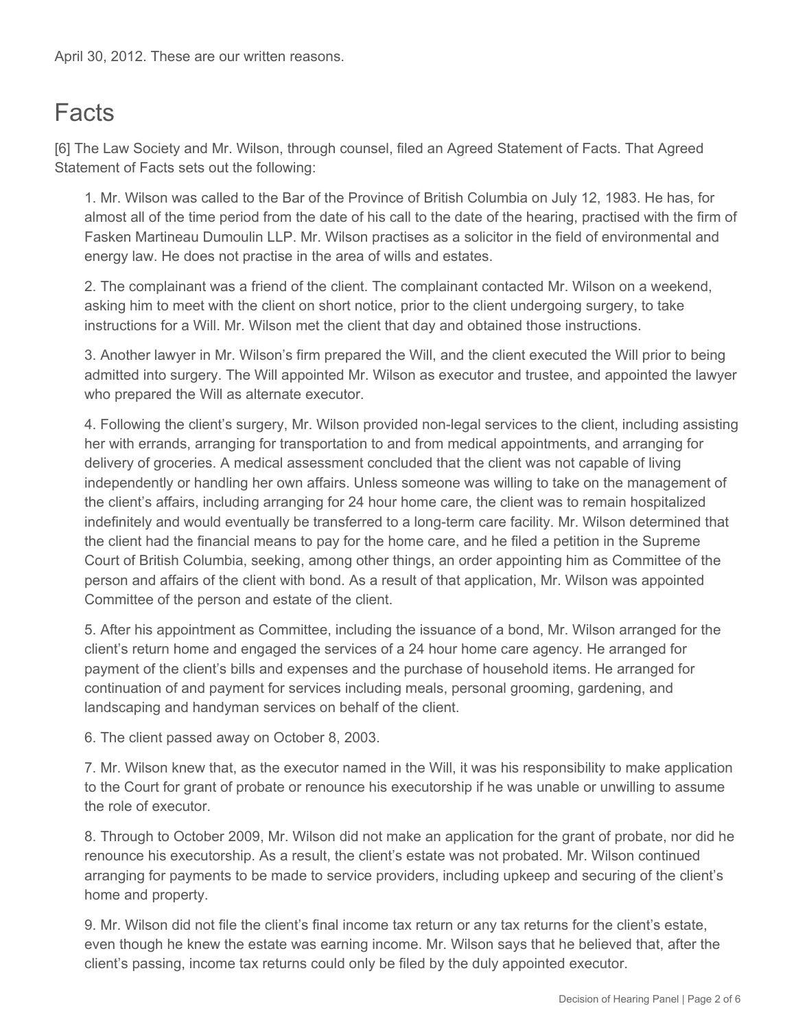April 30, 2012. These are our written reasons.

# Facts

[6] The Law Society and Mr. Wilson, through counsel, filed an Agreed Statement of Facts. That Agreed Statement of Facts sets out the following:

1. Mr. Wilson was called to the Bar of the Province of British Columbia on July 12, 1983. He has, for almost all of the time period from the date of his call to the date of the hearing, practised with the firm of Fasken Martineau Dumoulin LLP. Mr. Wilson practises as a solicitor in the field of environmental and energy law. He does not practise in the area of wills and estates.

2. The complainant was a friend of the client. The complainant contacted Mr. Wilson on a weekend, asking him to meet with the client on short notice, prior to the client undergoing surgery, to take instructions for a Will. Mr. Wilson met the client that day and obtained those instructions.

3. Another lawyer in Mr. Wilson's firm prepared the Will, and the client executed the Will prior to being admitted into surgery. The Will appointed Mr. Wilson as executor and trustee, and appointed the lawyer who prepared the Will as alternate executor.

4. Following the client's surgery, Mr. Wilson provided non-legal services to the client, including assisting her with errands, arranging for transportation to and from medical appointments, and arranging for delivery of groceries. A medical assessment concluded that the client was not capable of living independently or handling her own affairs. Unless someone was willing to take on the management of the client's affairs, including arranging for 24 hour home care, the client was to remain hospitalized indefinitely and would eventually be transferred to a long-term care facility. Mr. Wilson determined that the client had the financial means to pay for the home care, and he filed a petition in the Supreme Court of British Columbia, seeking, among other things, an order appointing him as Committee of the person and affairs of the client with bond. As a result of that application, Mr. Wilson was appointed Committee of the person and estate of the client.

5. After his appointment as Committee, including the issuance of a bond, Mr. Wilson arranged for the client's return home and engaged the services of a 24 hour home care agency. He arranged for payment of the client's bills and expenses and the purchase of household items. He arranged for continuation of and payment for services including meals, personal grooming, gardening, and landscaping and handyman services on behalf of the client.

6. The client passed away on October 8, 2003.

7. Mr. Wilson knew that, as the executor named in the Will, it was his responsibility to make application to the Court for grant of probate or renounce his executorship if he was unable or unwilling to assume the role of executor.

8. Through to October 2009, Mr. Wilson did not make an application for the grant of probate, nor did he renounce his executorship. As a result, the client's estate was not probated. Mr. Wilson continued arranging for payments to be made to service providers, including upkeep and securing of the client's home and property.

9. Mr. Wilson did not file the client's final income tax return or any tax returns for the client's estate, even though he knew the estate was earning income. Mr. Wilson says that he believed that, after the client's passing, income tax returns could only be filed by the duly appointed executor.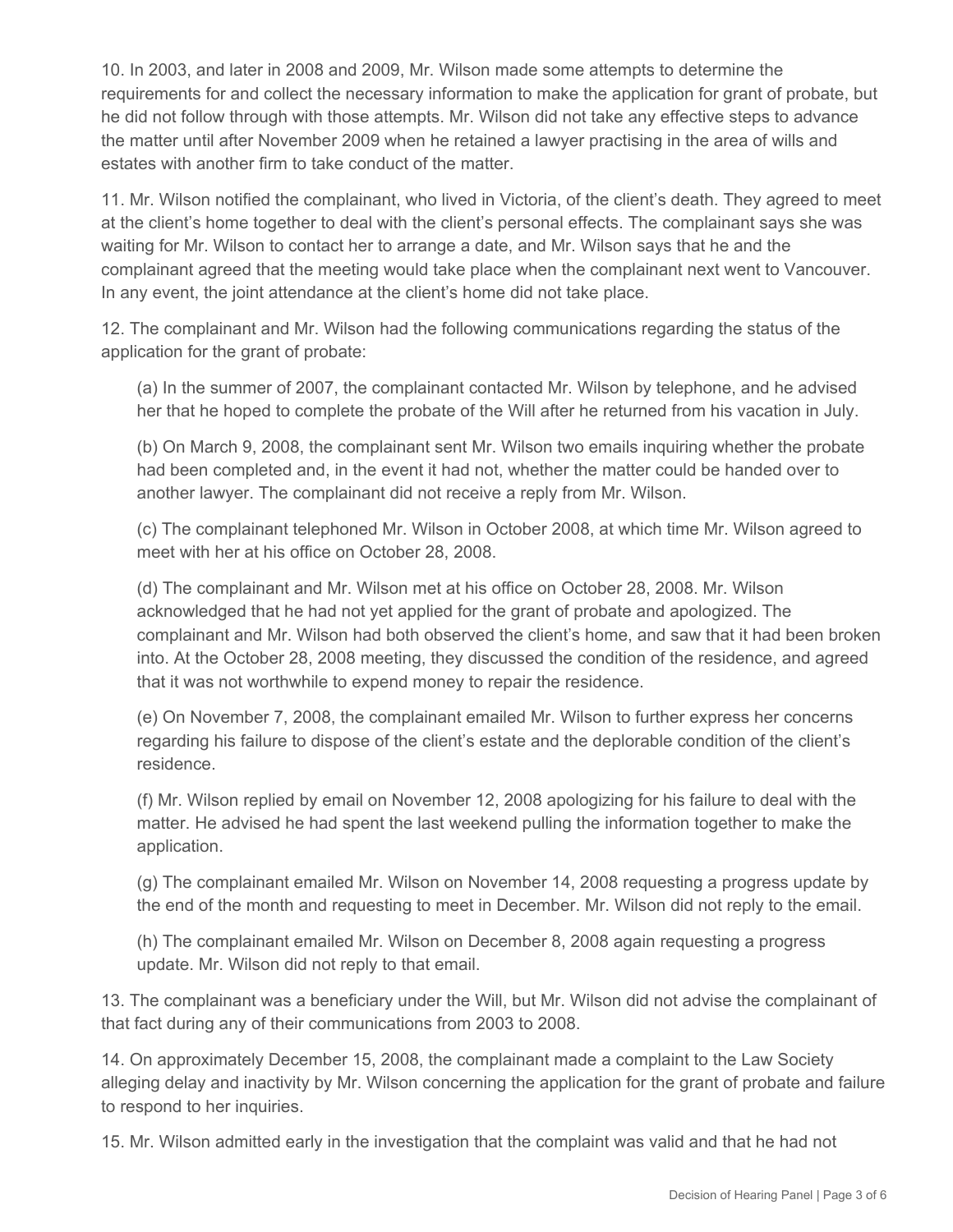10. In 2003, and later in 2008 and 2009, Mr. Wilson made some attempts to determine the requirements for and collect the necessary information to make the application for grant of probate, but he did not follow through with those attempts. Mr. Wilson did not take any effective steps to advance the matter until after November 2009 when he retained a lawyer practising in the area of wills and estates with another firm to take conduct of the matter.

11. Mr. Wilson notified the complainant, who lived in Victoria, of the client's death. They agreed to meet at the client's home together to deal with the client's personal effects. The complainant says she was waiting for Mr. Wilson to contact her to arrange a date, and Mr. Wilson says that he and the complainant agreed that the meeting would take place when the complainant next went to Vancouver. In any event, the joint attendance at the client's home did not take place.

12. The complainant and Mr. Wilson had the following communications regarding the status of the application for the grant of probate:

(a) In the summer of 2007, the complainant contacted Mr. Wilson by telephone, and he advised her that he hoped to complete the probate of the Will after he returned from his vacation in July.

(b) On March 9, 2008, the complainant sent Mr. Wilson two emails inquiring whether the probate had been completed and, in the event it had not, whether the matter could be handed over to another lawyer. The complainant did not receive a reply from Mr. Wilson.

(c) The complainant telephoned Mr. Wilson in October 2008, at which time Mr. Wilson agreed to meet with her at his office on October 28, 2008.

(d) The complainant and Mr. Wilson met at his office on October 28, 2008. Mr. Wilson acknowledged that he had not yet applied for the grant of probate and apologized. The complainant and Mr. Wilson had both observed the client's home, and saw that it had been broken into. At the October 28, 2008 meeting, they discussed the condition of the residence, and agreed that it was not worthwhile to expend money to repair the residence.

(e) On November 7, 2008, the complainant emailed Mr. Wilson to further express her concerns regarding his failure to dispose of the client's estate and the deplorable condition of the client's residence.

(f) Mr. Wilson replied by email on November 12, 2008 apologizing for his failure to deal with the matter. He advised he had spent the last weekend pulling the information together to make the application.

(g) The complainant emailed Mr. Wilson on November 14, 2008 requesting a progress update by the end of the month and requesting to meet in December. Mr. Wilson did not reply to the email.

(h) The complainant emailed Mr. Wilson on December 8, 2008 again requesting a progress update. Mr. Wilson did not reply to that email.

13. The complainant was a beneficiary under the Will, but Mr. Wilson did not advise the complainant of that fact during any of their communications from 2003 to 2008.

14. On approximately December 15, 2008, the complainant made a complaint to the Law Society alleging delay and inactivity by Mr. Wilson concerning the application for the grant of probate and failure to respond to her inquiries.

15. Mr. Wilson admitted early in the investigation that the complaint was valid and that he had not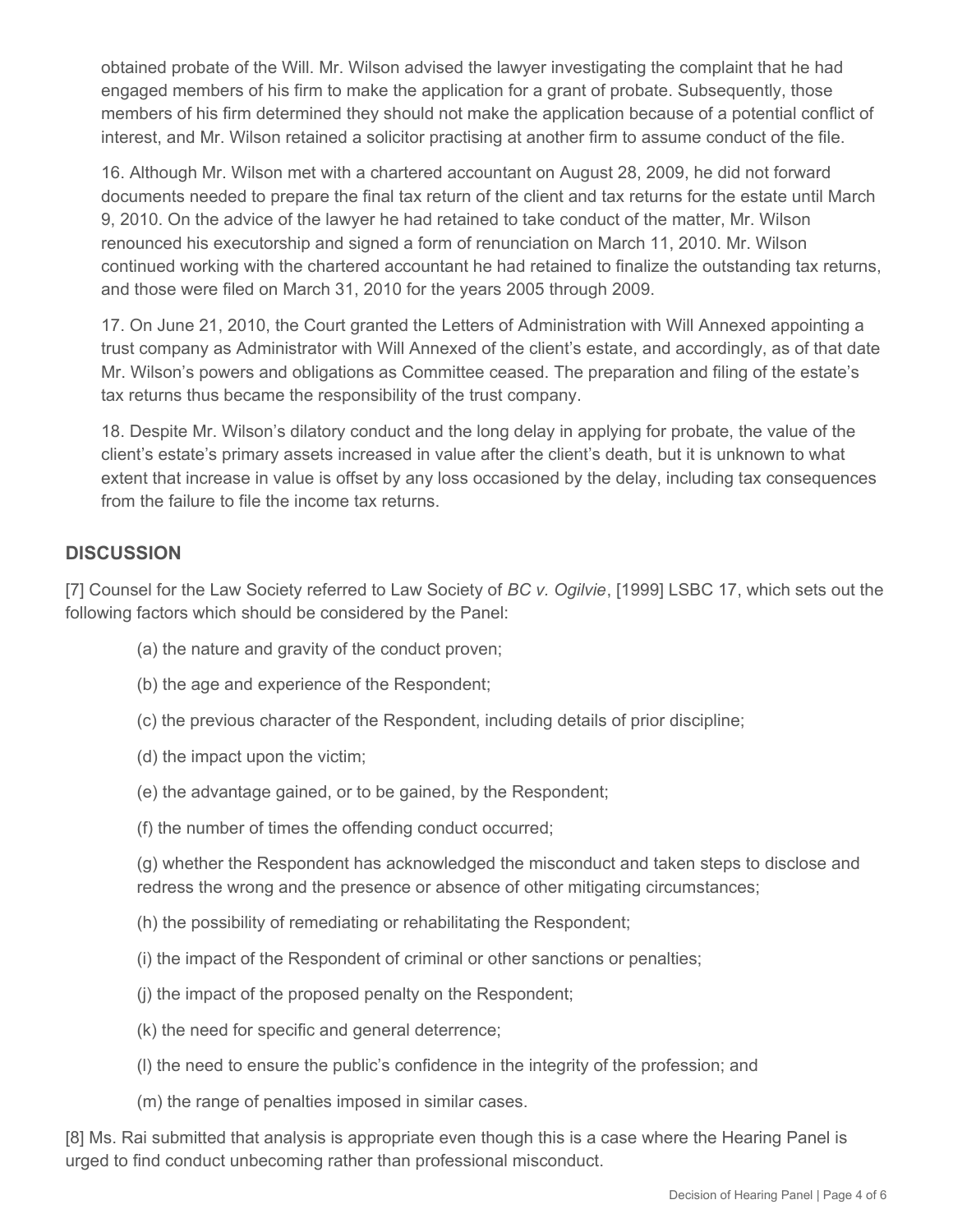obtained probate of the Will. Mr. Wilson advised the lawyer investigating the complaint that he had engaged members of his firm to make the application for a grant of probate. Subsequently, those members of his firm determined they should not make the application because of a potential conflict of interest, and Mr. Wilson retained a solicitor practising at another firm to assume conduct of the file.

16. Although Mr. Wilson met with a chartered accountant on August 28, 2009, he did not forward documents needed to prepare the final tax return of the client and tax returns for the estate until March 9, 2010. On the advice of the lawyer he had retained to take conduct of the matter, Mr. Wilson renounced his executorship and signed a form of renunciation on March 11, 2010. Mr. Wilson continued working with the chartered accountant he had retained to finalize the outstanding tax returns, and those were filed on March 31, 2010 for the years 2005 through 2009.

17. On June 21, 2010, the Court granted the Letters of Administration with Will Annexed appointing a trust company as Administrator with Will Annexed of the client's estate, and accordingly, as of that date Mr. Wilson's powers and obligations as Committee ceased. The preparation and filing of the estate's tax returns thus became the responsibility of the trust company.

18. Despite Mr. Wilson's dilatory conduct and the long delay in applying for probate, the value of the client's estate's primary assets increased in value after the client's death, but it is unknown to what extent that increase in value is offset by any loss occasioned by the delay, including tax consequences from the failure to file the income tax returns.

## DISCUSSION

[7] Counsel for the Law Society referred to Law Society of *BC v. Ogilvie*, [1999] LSBC 17, which sets out the following factors which should be considered by the Panel:

(a) the nature and gravity of the conduct proven;

(b) the age and experience of the Respondent;

(c) the previous character of the Respondent, including details of prior discipline;

(d) the impact upon the victim;

(e) the advantage gained, or to be gained, by the Respondent;

(f) the number of times the offending conduct occurred;

(g) whether the Respondent has acknowledged the misconduct and taken steps to disclose and redress the wrong and the presence or absence of other mitigating circumstances;

(h) the possibility of remediating or rehabilitating the Respondent;

(i) the impact of the Respondent of criminal or other sanctions or penalties;

(j) the impact of the proposed penalty on the Respondent;

(k) the need for specific and general deterrence;

(l) the need to ensure the public's confidence in the integrity of the profession; and

(m) the range of penalties imposed in similar cases.

[8] Ms. Rai submitted that analysis is appropriate even though this is a case where the Hearing Panel is urged to find conduct unbecoming rather than professional misconduct.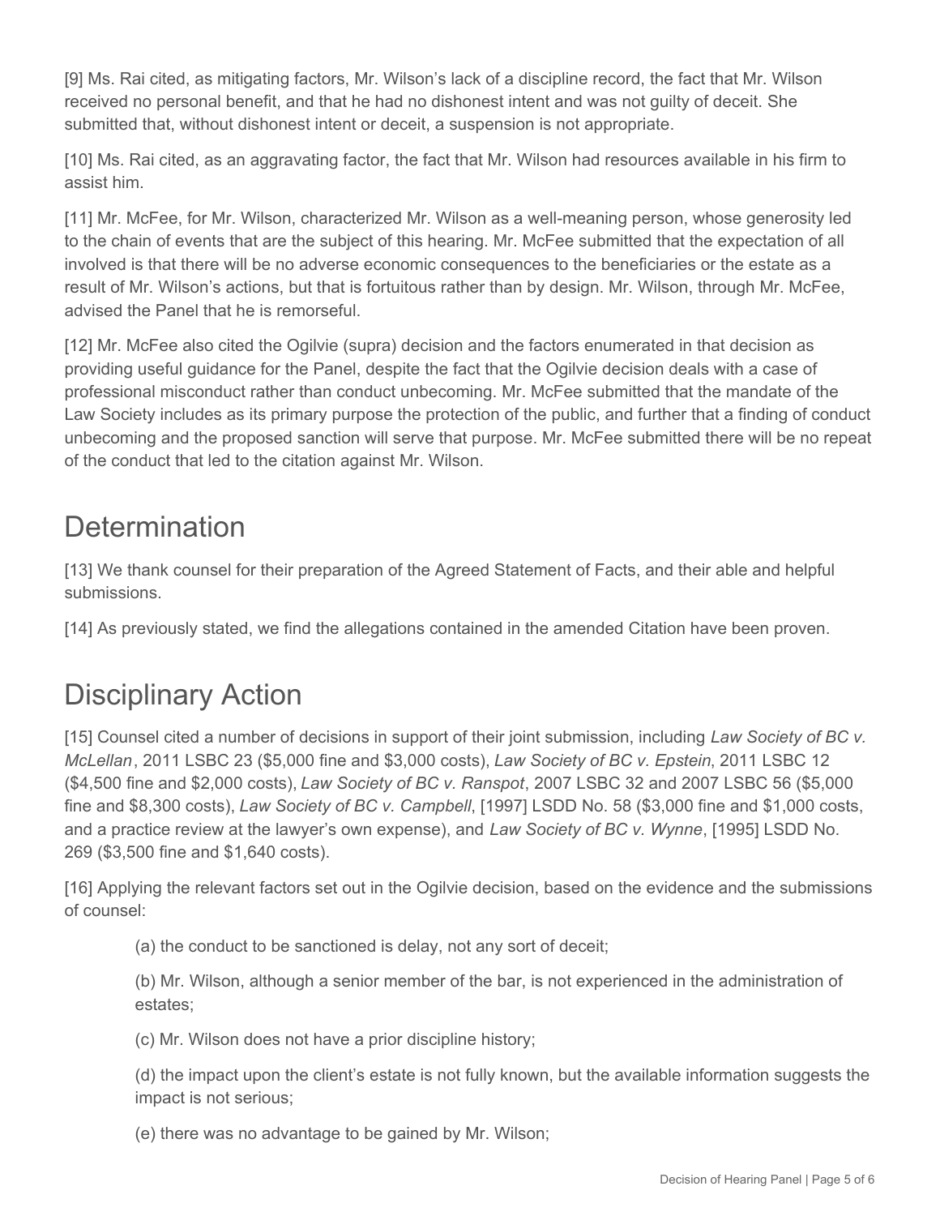[9] Ms. Rai cited, as mitigating factors, Mr. Wilson's lack of a discipline record, the fact that Mr. Wilson received no personal benefit, and that he had no dishonest intent and was not guilty of deceit. She submitted that, without dishonest intent or deceit, a suspension is not appropriate.

[10] Ms. Rai cited, as an aggravating factor, the fact that Mr. Wilson had resources available in his firm to assist him.

[11] Mr. McFee, for Mr. Wilson, characterized Mr. Wilson as a well-meaning person, whose generosity led to the chain of events that are the subject of this hearing. Mr. McFee submitted that the expectation of all involved is that there will be no adverse economic consequences to the beneficiaries or the estate as a result of Mr. Wilson's actions, but that is fortuitous rather than by design. Mr. Wilson, through Mr. McFee, advised the Panel that he is remorseful.

[12] Mr. McFee also cited the Ogilvie (supra) decision and the factors enumerated in that decision as providing useful guidance for the Panel, despite the fact that the Ogilvie decision deals with a case of professional misconduct rather than conduct unbecoming. Mr. McFee submitted that the mandate of the Law Society includes as its primary purpose the protection of the public, and further that a finding of conduct unbecoming and the proposed sanction will serve that purpose. Mr. McFee submitted there will be no repeat of the conduct that led to the citation against Mr. Wilson.

# Determination

[13] We thank counsel for their preparation of the Agreed Statement of Facts, and their able and helpful submissions.

[14] As previously stated, we find the allegations contained in the amended Citation have been proven.

# Disciplinary Action

[15] Counsel cited a number of decisions in support of their joint submission, including *Law Society of BC v. McLellan*, 2011 LSBC 23 ($5,000 fine and $3,000 costs), *Law Society of BC v. Epstein*, 2011 LSBC 12 ($4,500 fine and $2,000 costs), *Law Society of BC v. Ranspot*, 2007 LSBC 32 and 2007 LSBC 56 ($5,000 fine and $8,300 costs), *Law Society of BC v. Campbell*, [1997] LSDD No. 58 ($3,000 fine and $1,000 costs, and a practice review at the lawyer's own expense), and *Law Society of BC v. Wynne*, [1995] LSDD No. 269 ($3,500 fine and $1,640 costs).

[16] Applying the relevant factors set out in the Ogilvie decision, based on the evidence and the submissions of counsel:

(a) the conduct to be sanctioned is delay, not any sort of deceit;

(b) Mr. Wilson, although a senior member of the bar, is not experienced in the administration of estates;

(c) Mr. Wilson does not have a prior discipline history;

(d) the impact upon the client's estate is not fully known, but the available information suggests the impact is not serious;

(e) there was no advantage to be gained by Mr. Wilson;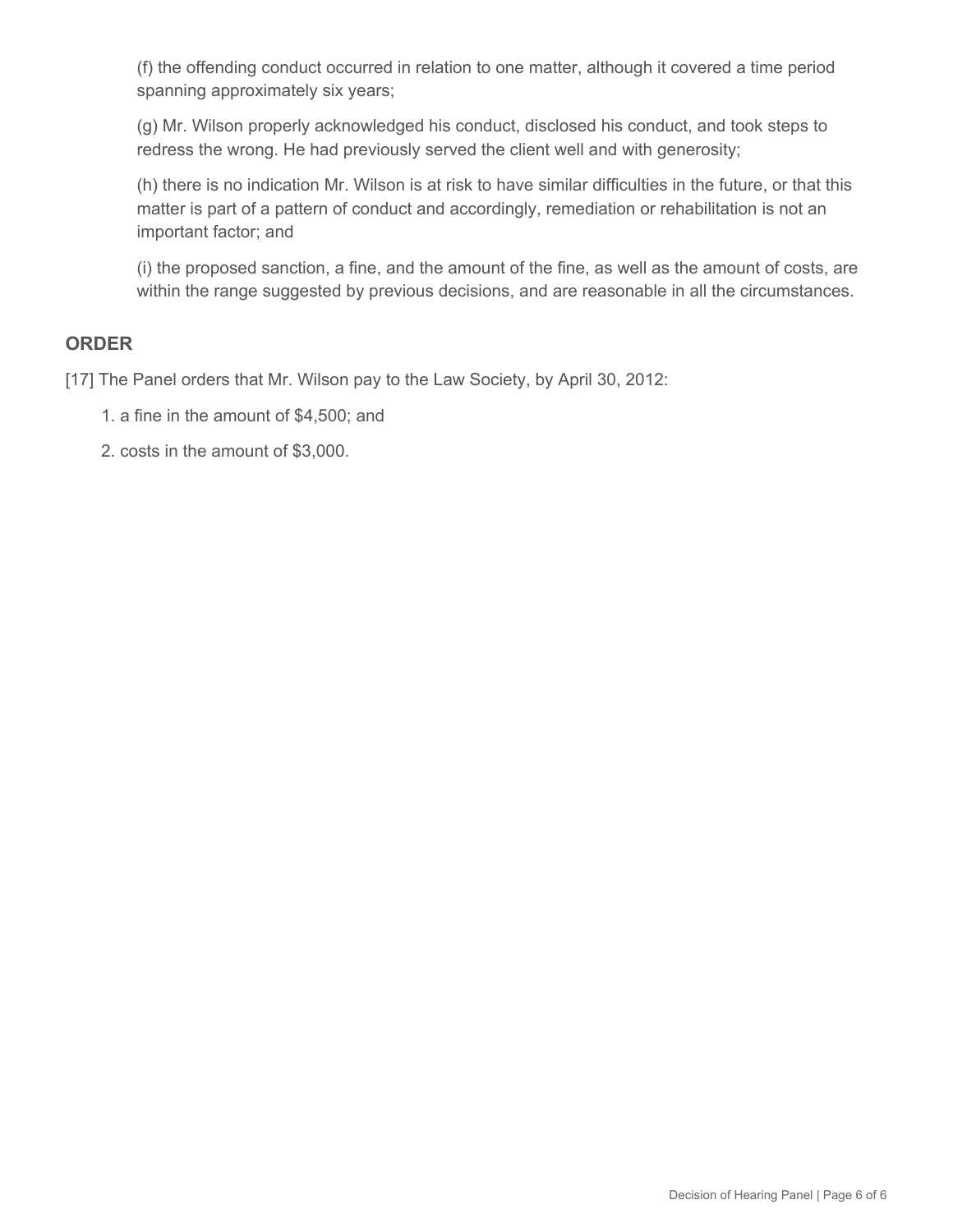(f) the offending conduct occurred in relation to one matter, although it covered a time period spanning approximately six years;

(g) Mr. Wilson properly acknowledged his conduct, disclosed his conduct, and took steps to redress the wrong. He had previously served the client well and with generosity;

(h) there is no indication Mr. Wilson is at risk to have similar difficulties in the future, or that this matter is part of a pattern of conduct and accordingly, remediation or rehabilitation is not an important factor; and

(i) the proposed sanction, a fine, and the amount of the fine, as well as the amount of costs, are within the range suggested by previous decisions, and are reasonable in all the circumstances.

## ORDER

[17] The Panel orders that Mr. Wilson pay to the Law Society, by April 30, 2012:

1. a fine in the amount of $4,500; and
2. costs in the amount of $3,000.